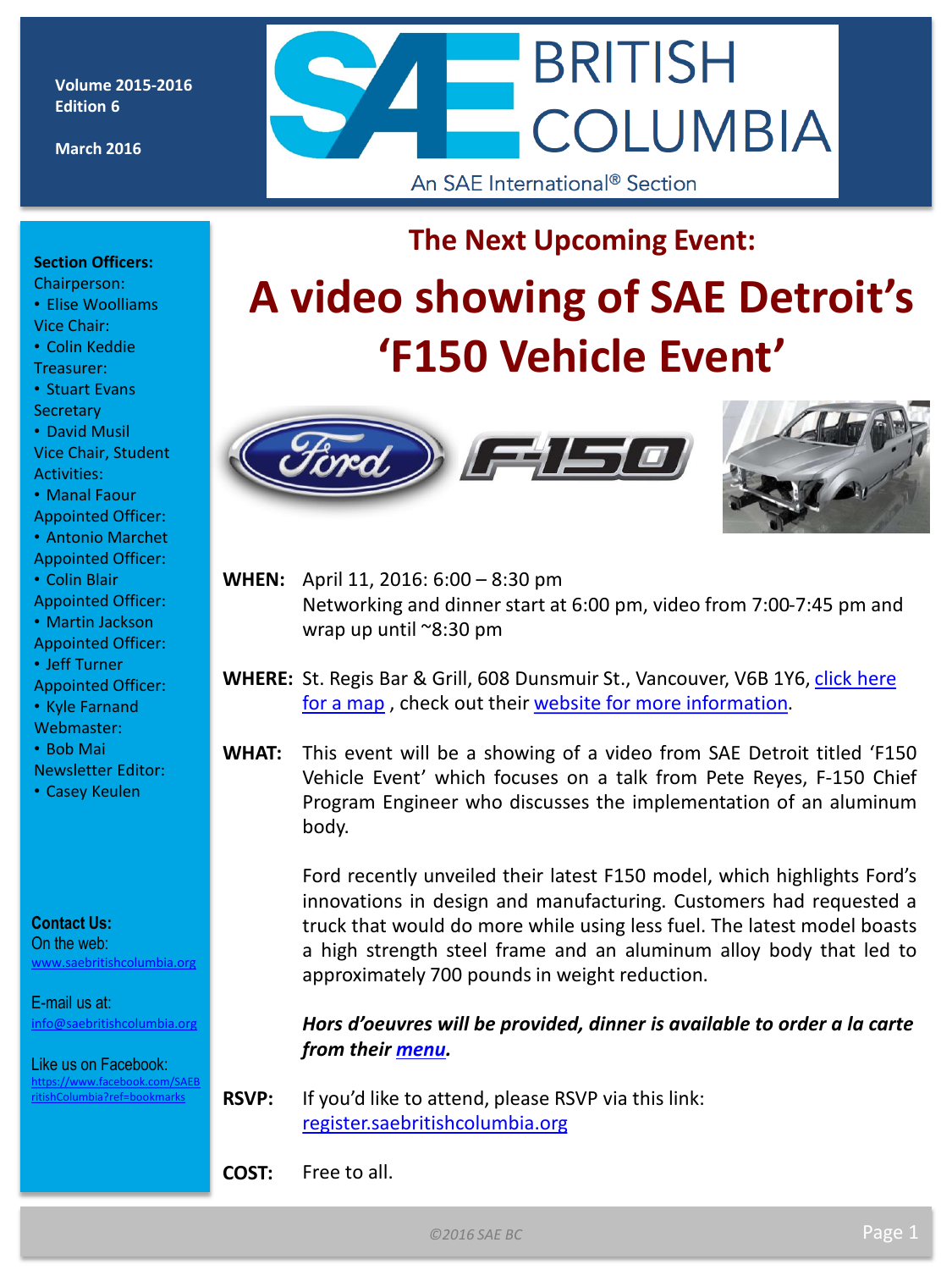Volume 2015-2016
Edition 6

March 2016

# SAE BRITISH COLUMBIA

An SAE International® Section

**Section Officers:**
Chairperson:
- Elise Woolliams

Vice Chair:
- Colin Keddie

Treasurer:
- Stuart Evans

Secretary
- David Musil

Vice Chair, Student Activities:
- Manal Faour

Appointed Officer:
- Antonio Marchet

Appointed Officer:
- Colin Blair

Appointed Officer:
- Martin Jackson

Appointed Officer:
- Jeff Turner

Appointed Officer:
- Kyle Farnand

Webmaster:
- Bob Mai

Newsletter Editor:
- Casey Keulen

**Contact Us:**
On the web:
[www.saebritishcolumbia.org](www.saebritishcolumbia.org)

E-mail us at:
[info@saebritishcolumbia.org](mailto:info@saebritishcolumbia.org)

Like us on Facebook:
[https://www.facebook.com/SAEBritishColumbia?ref=bookmarks](https://www.facebook.com/SAEBritishColumbia?ref=bookmarks)

## The Next Upcoming Event:

# A video showing of SAE Detroit's 'F150 Vehicle Event'

**WHEN:** April 11, 2016: 6:00 – 8:30 pm
Networking and dinner start at 6:00 pm, video from 7:00-7:45 pm and wrap up until ~8:30 pm

**WHERE:** St. Regis Bar & Grill, 608 Dunsmuir St., Vancouver, V6B 1Y6, click here for a map , check out their website for more information.

**WHAT:** This event will be a showing of a video from SAE Detroit titled 'F150 Vehicle Event' which focuses on a talk from Pete Reyes, F-150 Chief Program Engineer who discusses the implementation of an aluminum body.

Ford recently unveiled their latest F150 model, which highlights Ford's innovations in design and manufacturing. Customers had requested a truck that would do more while using less fuel. The latest model boasts a high strength steel frame and an aluminum alloy body that led to approximately 700 pounds in weight reduction.

***Hors d'oeuvres will be provided, dinner is available to order a la carte from their menu.***

**RSVP:** If you'd like to attend, please RSVP via this link:
[register.saebritishcolumbia.org](register.saebritishcolumbia.org)

**COST:** Free to all.

*©2016 SAE BC*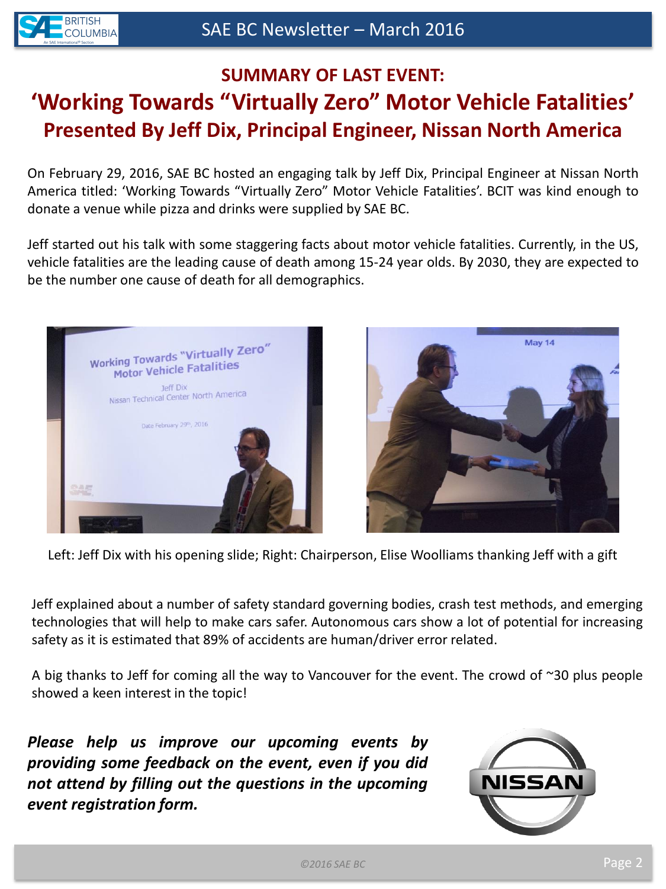## SUMMARY OF LAST EVENT:

# 'Working Towards "Virtually Zero" Motor Vehicle Fatalities'

## Presented By Jeff Dix, Principal Engineer, Nissan North America

On February 29, 2016, SAE BC hosted an engaging talk by Jeff Dix, Principal Engineer at Nissan North America titled: 'Working Towards "Virtually Zero" Motor Vehicle Fatalities'. BCIT was kind enough to donate a venue while pizza and drinks were supplied by SAE BC.

Jeff started out his talk with some staggering facts about motor vehicle fatalities. Currently, in the US, vehicle fatalities are the leading cause of death among 15-24 year olds. By 2030, they are expected to be the number one cause of death for all demographics.

Left: Jeff Dix with his opening slide; Right: Chairperson, Elise Woolliams thanking Jeff with a gift

Jeff explained about a number of safety standard governing bodies, crash test methods, and emerging technologies that will help to make cars safer. Autonomous cars show a lot of potential for increasing safety as it is estimated that 89% of accidents are human/driver error related.

A big thanks to Jeff for coming all the way to Vancouver for the event. The crowd of ~30 plus people showed a keen interest in the topic!

***Please help us improve our upcoming events by providing some feedback on the event, even if you did not attend by filling out the questions in the upcoming event registration form.***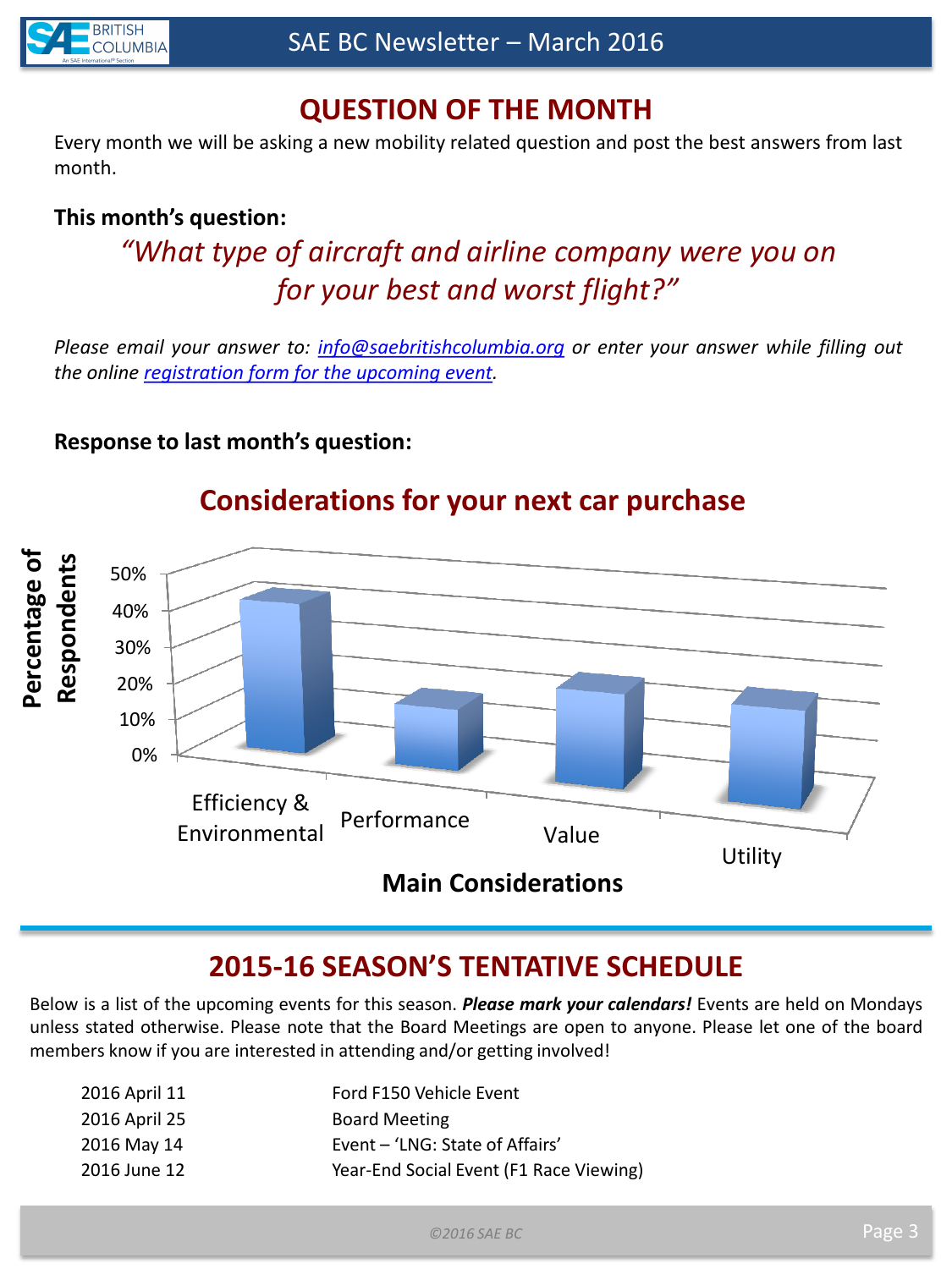## QUESTION OF THE MONTH

Every month we will be asking a new mobility related question and post the best answers from last month.

**This month's question:**

*"What type of aircraft and airline company were you on for your best and worst flight?"*

*Please email your answer to: info@saebritishcolumbia.org or enter your answer while filling out the online registration form for the upcoming event.*

**Response to last month's question:**

**Considerations for your next car purchase**

Percentage of Respondents (0%–50%)

Main Considerations: Efficiency & Environmental, Performance, Value, Utility

## 2015-16 SEASON'S TENTATIVE SCHEDULE

Below is a list of the upcoming events for this season. ***Please mark your calendars!*** Events are held on Mondays unless stated otherwise. Please note that the Board Meetings are open to anyone. Please let one of the board members know if you are interested in attending and/or getting involved!

| | |
|---|---|
| 2016 April 11 | Ford F150 Vehicle Event |
| 2016 April 25 | Board Meeting |
| 2016 May 14 | Event – 'LNG: State of Affairs' |
| 2016 June 12 | Year-End Social Event (F1 Race Viewing) |

*©2016 SAE BC*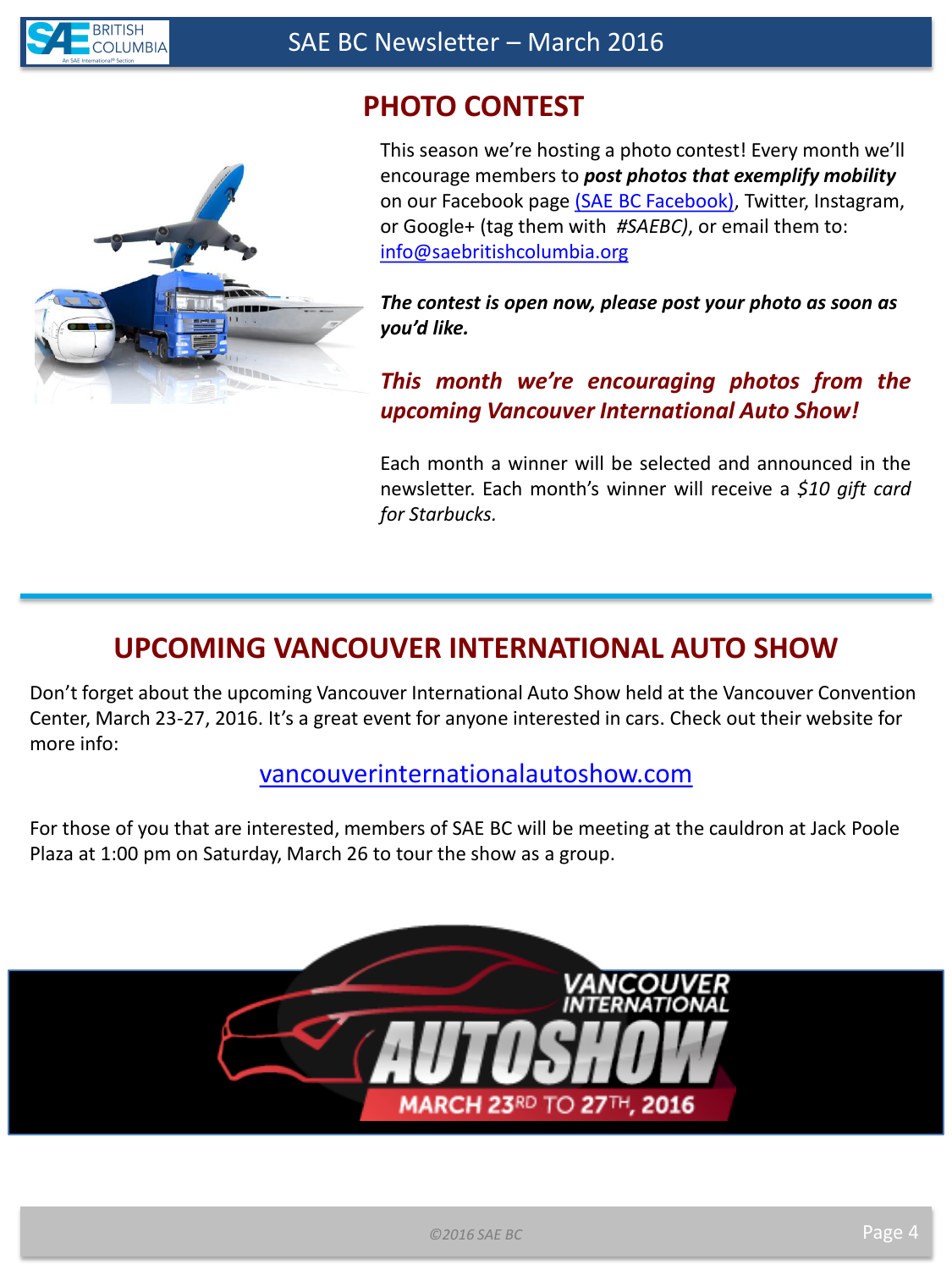## PHOTO CONTEST

This season we're hosting a photo contest! Every month we'll encourage members to ***post photos that exemplify mobility*** on our Facebook page (SAE BC Facebook), Twitter, Instagram, or Google+ (tag them with *#SAEBC)*, or email them to: info@saebritishcolumbia.org

***The contest is open now, please post your photo as soon as you'd like.***

***This month we're encouraging photos from the upcoming Vancouver International Auto Show!***

Each month a winner will be selected and announced in the newsletter. Each month's winner will receive a *$10 gift card for Starbucks.*

## UPCOMING VANCOUVER INTERNATIONAL AUTO SHOW

Don't forget about the upcoming Vancouver International Auto Show held at the Vancouver Convention Center, March 23-27, 2016. It's a great event for anyone interested in cars. Check out their website for more info:

vancouverinternationalautoshow.com

For those of you that are interested, members of SAE BC will be meeting at the cauldron at Jack Poole Plaza at 1:00 pm on Saturday, March 26 to tour the show as a group.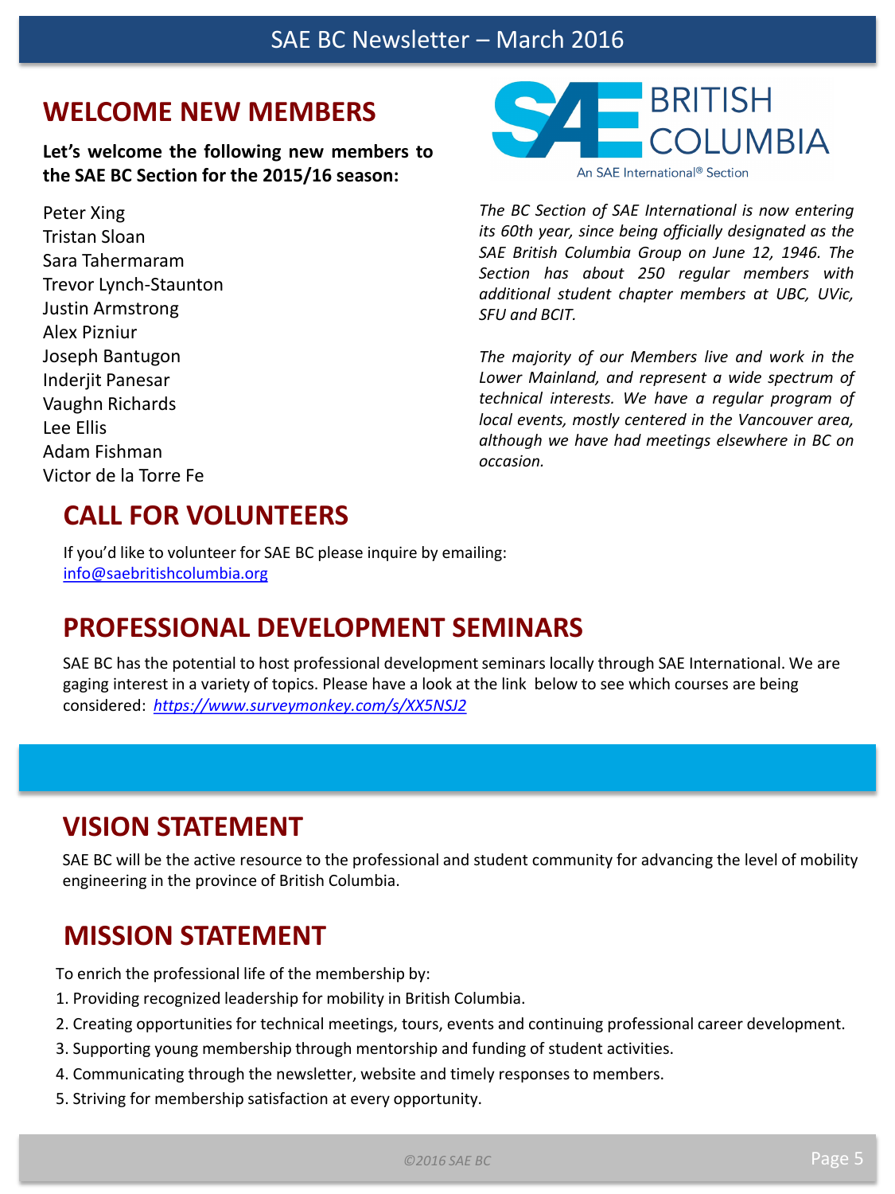## WELCOME NEW MEMBERS

**Let's welcome the following new members to the SAE BC Section for the 2015/16 season:**

Peter Xing
Tristan Sloan
Sara Tahermaram
Trevor Lynch-Staunton
Justin Armstrong
Alex Pizniur
Joseph Bantugon
Inderjit Panesar
Vaughn Richards
Lee Ellis
Adam Fishman
Victor de la Torre Fe

SAE BRITISH COLUMBIA
An SAE International® Section

*The BC Section of SAE International is now entering its 60th year, since being officially designated as the SAE British Columbia Group on June 12, 1946. The Section has about 250 regular members with additional student chapter members at UBC, UVic, SFU and BCIT.*

*The majority of our Members live and work in the Lower Mainland, and represent a wide spectrum of technical interests. We have a regular program of local events, mostly centered in the Vancouver area, although we have had meetings elsewhere in BC on occasion.*

## CALL FOR VOLUNTEERS

If you'd like to volunteer for SAE BC please inquire by emailing:
info@saebritishcolumbia.org

## PROFESSIONAL DEVELOPMENT SEMINARS

SAE BC has the potential to host professional development seminars locally through SAE International. We are gaging interest in a variety of topics. Please have a look at the link below to see which courses are being considered: *https://www.surveymonkey.com/s/XX5NSJ2*

## VISION STATEMENT

SAE BC will be the active resource to the professional and student community for advancing the level of mobility engineering in the province of British Columbia.

## MISSION STATEMENT

To enrich the professional life of the membership by:

1. Providing recognized leadership for mobility in British Columbia.
2. Creating opportunities for technical meetings, tours, events and continuing professional career development.
3. Supporting young membership through mentorship and funding of student activities.
4. Communicating through the newsletter, website and timely responses to members.
5. Striving for membership satisfaction at every opportunity.